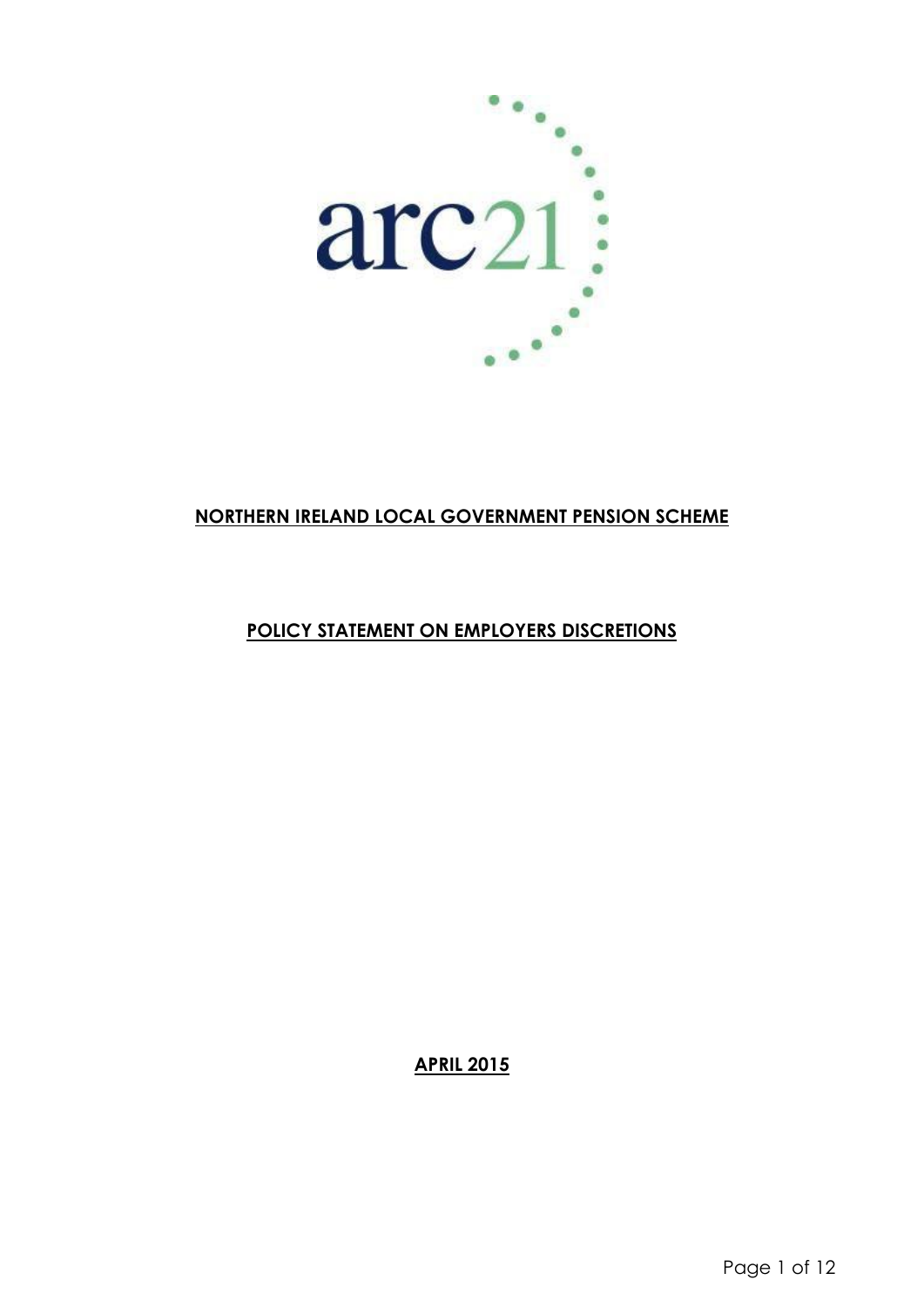arc21

# NORTHERN IRELAND LOCAL GOVERNMENT PENSION SCHEME

## POLICY STATEMENT ON EMPLOYERS DISCRETIONS

**APRIL 2015**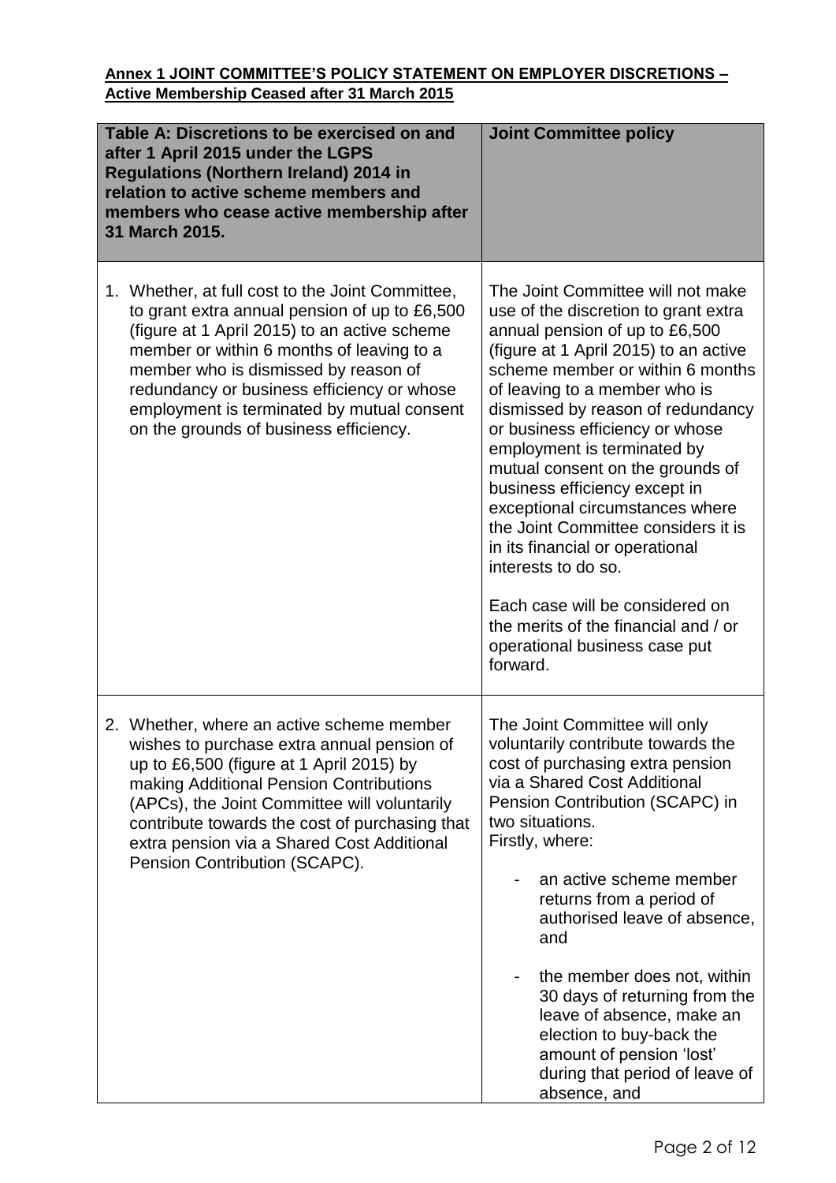**Annex 1 JOINT COMMITTEE'S POLICY STATEMENT ON EMPLOYER DISCRETIONS – Active Membership Ceased after 31 March 2015**

| Table A: Discretions to be exercised on and after 1 April 2015 under the LGPS Regulations (Northern Ireland) 2014 in relation to active scheme members and members who cease active membership after 31 March 2015. | Joint Committee policy |
|---|---|
| 1. Whether, at full cost to the Joint Committee, to grant extra annual pension of up to £6,500 (figure at 1 April 2015) to an active scheme member or within 6 months of leaving to a member who is dismissed by reason of redundancy or business efficiency or whose employment is terminated by mutual consent on the grounds of business efficiency. | The Joint Committee will not make use of the discretion to grant extra annual pension of up to £6,500 (figure at 1 April 2015) to an active scheme member or within 6 months of leaving to a member who is dismissed by reason of redundancy or business efficiency or whose employment is terminated by mutual consent on the grounds of business efficiency except in exceptional circumstances where the Joint Committee considers it is in its financial or operational interests to do so.<br><br>Each case will be considered on the merits of the financial and / or operational business case put forward. |
| 2. Whether, where an active scheme member wishes to purchase extra annual pension of up to £6,500 (figure at 1 April 2015) by making Additional Pension Contributions (APCs), the Joint Committee will voluntarily contribute towards the cost of purchasing that extra pension via a Shared Cost Additional Pension Contribution (SCAPC). | The Joint Committee will only voluntarily contribute towards the cost of purchasing extra pension via a Shared Cost Additional Pension Contribution (SCAPC) in two situations.<br>Firstly, where:<br><br>- an active scheme member returns from a period of authorised leave of absence, and<br><br>- the member does not, within 30 days of returning from the leave of absence, make an election to buy-back the amount of pension 'lost' during that period of leave of absence, and |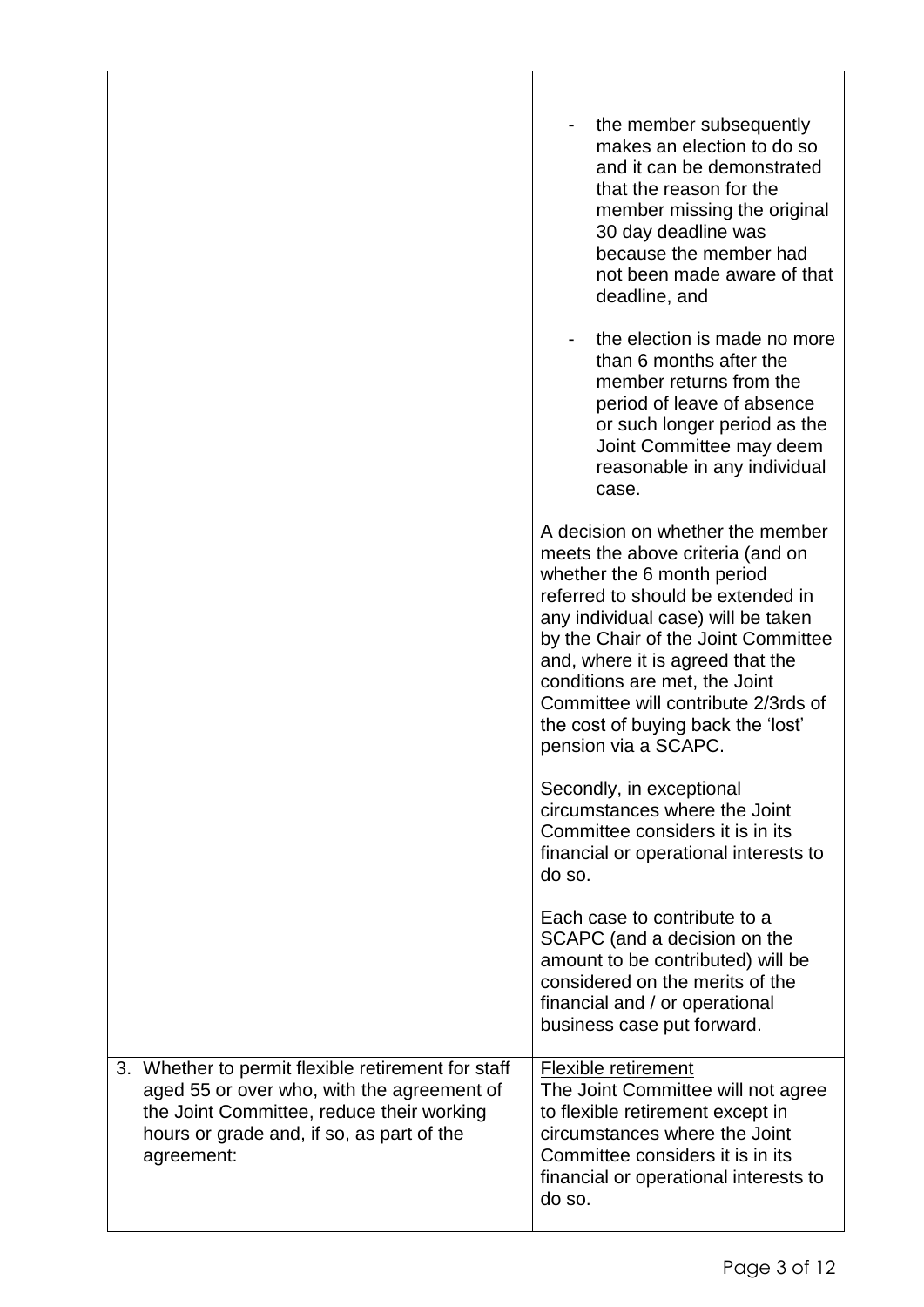| | |
|---|---|
| | - the member subsequently makes an election to do so and it can be demonstrated that the reason for the member missing the original 30 day deadline was because the member had not been made aware of that deadline, and<br><br>- the election is made no more than 6 months after the member returns from the period of leave of absence or such longer period as the Joint Committee may deem reasonable in any individual case.<br><br>A decision on whether the member meets the above criteria (and on whether the 6 month period referred to should be extended in any individual case) will be taken by the Chair of the Joint Committee and, where it is agreed that the conditions are met, the Joint Committee will contribute 2/3rds of the cost of buying back the 'lost' pension via a SCAPC.<br><br>Secondly, in exceptional circumstances where the Joint Committee considers it is in its financial or operational interests to do so.<br><br>Each case to contribute to a SCAPC (and a decision on the amount to be contributed) will be considered on the merits of the financial and / or operational business case put forward. |
| 3. Whether to permit flexible retirement for staff aged 55 or over who, with the agreement of the Joint Committee, reduce their working hours or grade and, if so, as part of the agreement: | <u>Flexible retirement</u><br>The Joint Committee will not agree to flexible retirement except in circumstances where the Joint Committee considers it is in its financial or operational interests to do so. |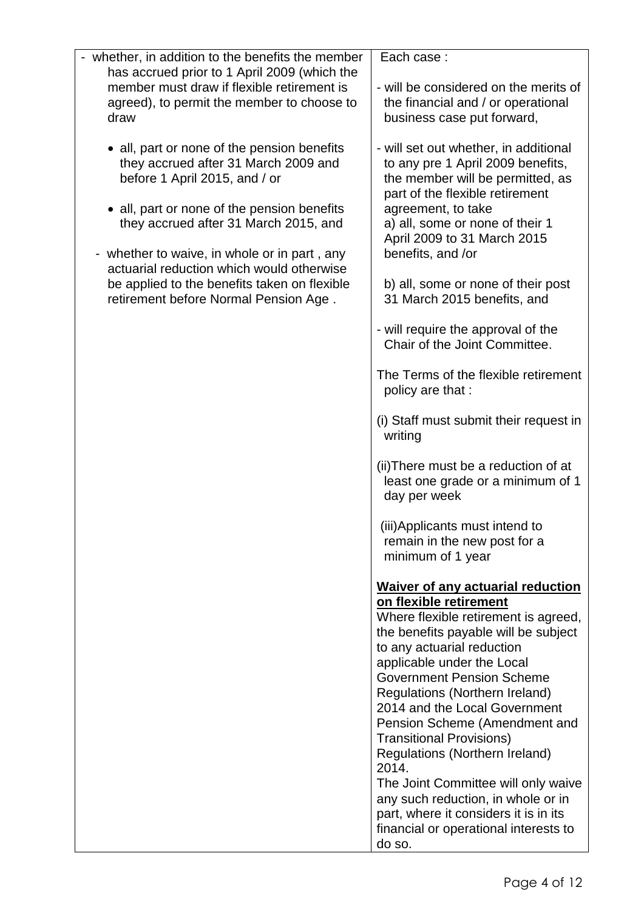| | |
|---|---|
| - whether, in addition to the benefits the member has accrued prior to 1 April 2009 (which the member must draw if flexible retirement is agreed), to permit the member to choose to draw<br><br>• all, part or none of the pension benefits they accrued after 31 March 2009 and before 1 April 2015, and / or<br><br>• all, part or none of the pension benefits they accrued after 31 March 2015, and<br><br>- whether to waive, in whole or in part , any actuarial reduction which would otherwise be applied to the benefits taken on flexible retirement before Normal Pension Age . | Each case :<br><br>- will be considered on the merits of the financial and / or operational business case put forward,<br><br>- will set out whether, in additional to any pre 1 April 2009 benefits, the member will be permitted, as part of the flexible retirement agreement, to take<br>a) all, some or none of their 1 April 2009 to 31 March 2015 benefits, and /or<br><br>b) all, some or none of their post 31 March 2015 benefits, and<br><br>- will require the approval of the Chair of the Joint Committee.<br><br>The Terms of the flexible retirement policy are that :<br><br>(i) Staff must submit their request in writing<br><br>(ii)There must be a reduction of at least one grade or a minimum of 1 day per week<br><br>(iii)Applicants must intend to remain in the new post for a minimum of 1 year<br><br>**<u>Waiver of any actuarial reduction on flexible retirement</u>**<br>Where flexible retirement is agreed, the benefits payable will be subject to any actuarial reduction applicable under the Local Government Pension Scheme Regulations (Northern Ireland) 2014 and the Local Government Pension Scheme (Amendment and Transitional Provisions) Regulations (Northern Ireland) 2014.<br>The Joint Committee will only waive any such reduction, in whole or in part, where it considers it is in its financial or operational interests to do so. |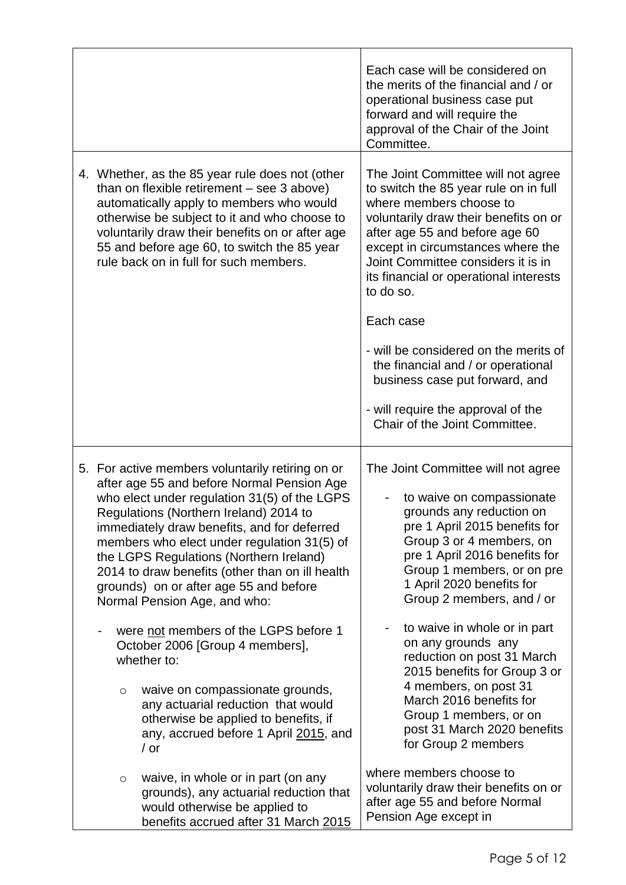| | |
|---|---|
| | Each case will be considered on the merits of the financial and / or operational business case put forward and will require the approval of the Chair of the Joint Committee. |
| 4. Whether, as the 85 year rule does not (other than on flexible retirement – see 3 above) automatically apply to members who would otherwise be subject to it and who choose to voluntarily draw their benefits on or after age 55 and before age 60, to switch the 85 year rule back on in full for such members. | The Joint Committee will not agree to switch the 85 year rule on in full where members choose to voluntarily draw their benefits on or after age 55 and before age 60 except in circumstances where the Joint Committee considers it is in its financial or operational interests to do so.<br><br>Each case<br><br>- will be considered on the merits of the financial and / or operational business case put forward, and<br><br>- will require the approval of the Chair of the Joint Committee. |
| 5. For active members voluntarily retiring on or after age 55 and before Normal Pension Age who elect under regulation 31(5) of the LGPS Regulations (Northern Ireland) 2014 to immediately draw benefits, and for deferred members who elect under regulation 31(5) of the LGPS Regulations (Northern Ireland) 2014 to draw benefits (other than on ill health grounds) on or after age 55 and before Normal Pension Age, and who:<br><br>- were <u>not</u> members of the LGPS before 1 October 2006 [Group 4 members], whether to:<br><br>&nbsp;&nbsp;&nbsp;&nbsp;○ waive on compassionate grounds, any actuarial reduction that would otherwise be applied to benefits, if any, accrued before 1 April <u>2015</u>, and / or<br><br>&nbsp;&nbsp;&nbsp;&nbsp;○ waive, in whole or in part (on any grounds), any actuarial reduction that would otherwise be applied to benefits accrued after 31 March <u>2015</u> | The Joint Committee will not agree<br><br>- to waive on compassionate grounds any reduction on pre 1 April 2015 benefits for Group 3 or 4 members, on pre 1 April 2016 benefits for Group 1 members, or on pre 1 April 2020 benefits for Group 2 members, and / or<br><br>- to waive in whole or in part on any grounds any reduction on post 31 March 2015 benefits for Group 3 or 4 members, on post 31 March 2016 benefits for Group 1 members, or on post 31 March 2020 benefits for Group 2 members<br><br>where members choose to voluntarily draw their benefits on or after age 55 and before Normal Pension Age except in |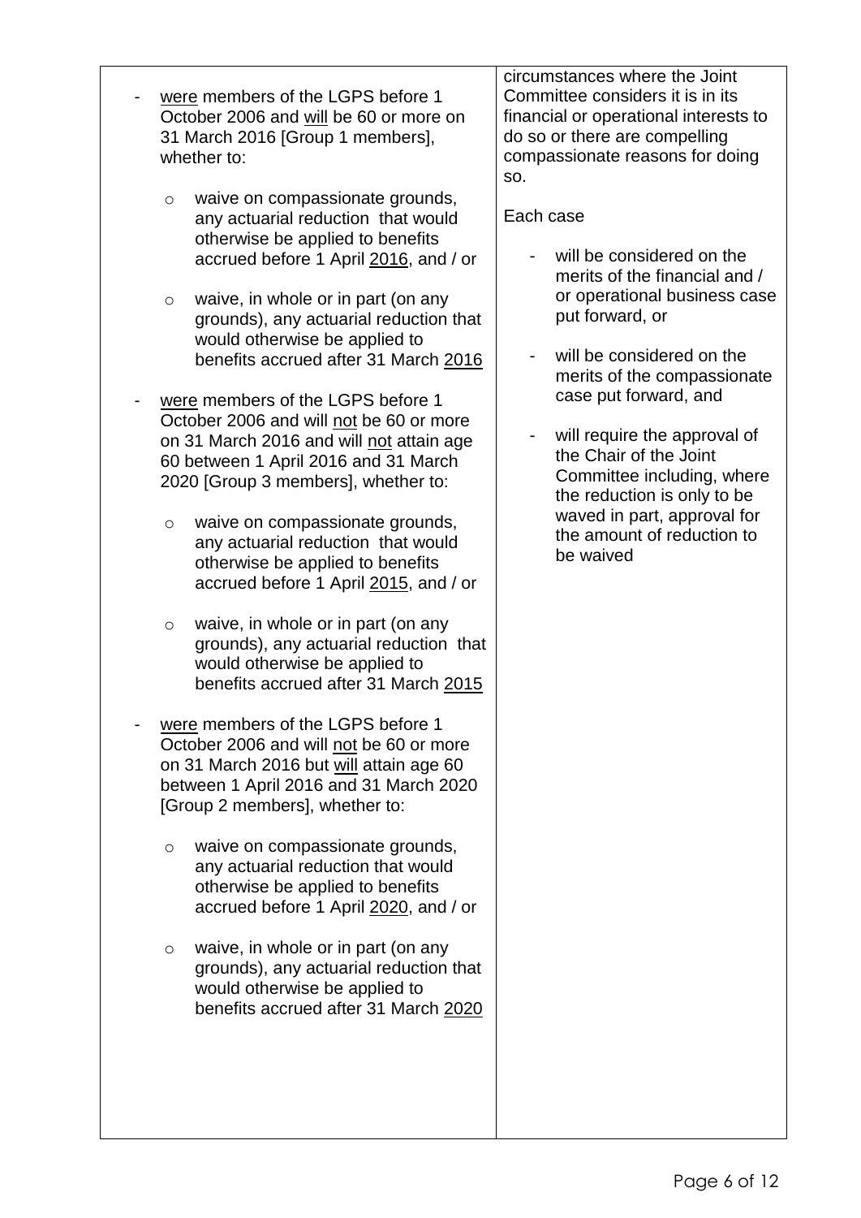| | |
|---|---|
| - <u>were</u> members of the LGPS before 1 October 2006 and <u>will</u> be 60 or more on 31 March 2016 [Group 1 members], whether to:<br><br>o waive on compassionate grounds, any actuarial reduction that would otherwise be applied to benefits accrued before 1 April <u>2016</u>, and / or<br><br>o waive, in whole or in part (on any grounds), any actuarial reduction that would otherwise be applied to benefits accrued after 31 March <u>2016</u><br><br>- <u>were</u> members of the LGPS before 1 October 2006 and will <u>not</u> be 60 or more on 31 March 2016 and will <u>not</u> attain age 60 between 1 April 2016 and 31 March 2020 [Group 3 members], whether to:<br><br>o waive on compassionate grounds, any actuarial reduction that would otherwise be applied to benefits accrued before 1 April <u>2015</u>, and / or<br><br>o waive, in whole or in part (on any grounds), any actuarial reduction that would otherwise be applied to benefits accrued after 31 March <u>2015</u><br><br>- <u>were</u> members of the LGPS before 1 October 2006 and will <u>not</u> be 60 or more on 31 March 2016 but <u>will</u> attain age 60 between 1 April 2016 and 31 March 2020 [Group 2 members], whether to:<br><br>o waive on compassionate grounds, any actuarial reduction that would otherwise be applied to benefits accrued before 1 April <u>2020</u>, and / or<br><br>o waive, in whole or in part (on any grounds), any actuarial reduction that would otherwise be applied to benefits accrued after 31 March <u>2020</u> | circumstances where the Joint Committee considers it is in its financial or operational interests to do so or there are compelling compassionate reasons for doing so.<br><br>Each case<br><br>- will be considered on the merits of the financial and / or operational business case put forward, or<br><br>- will be considered on the merits of the compassionate case put forward, and<br><br>- will require the approval of the Chair of the Joint Committee including, where the reduction is only to be waved in part, approval for the amount of reduction to be waived |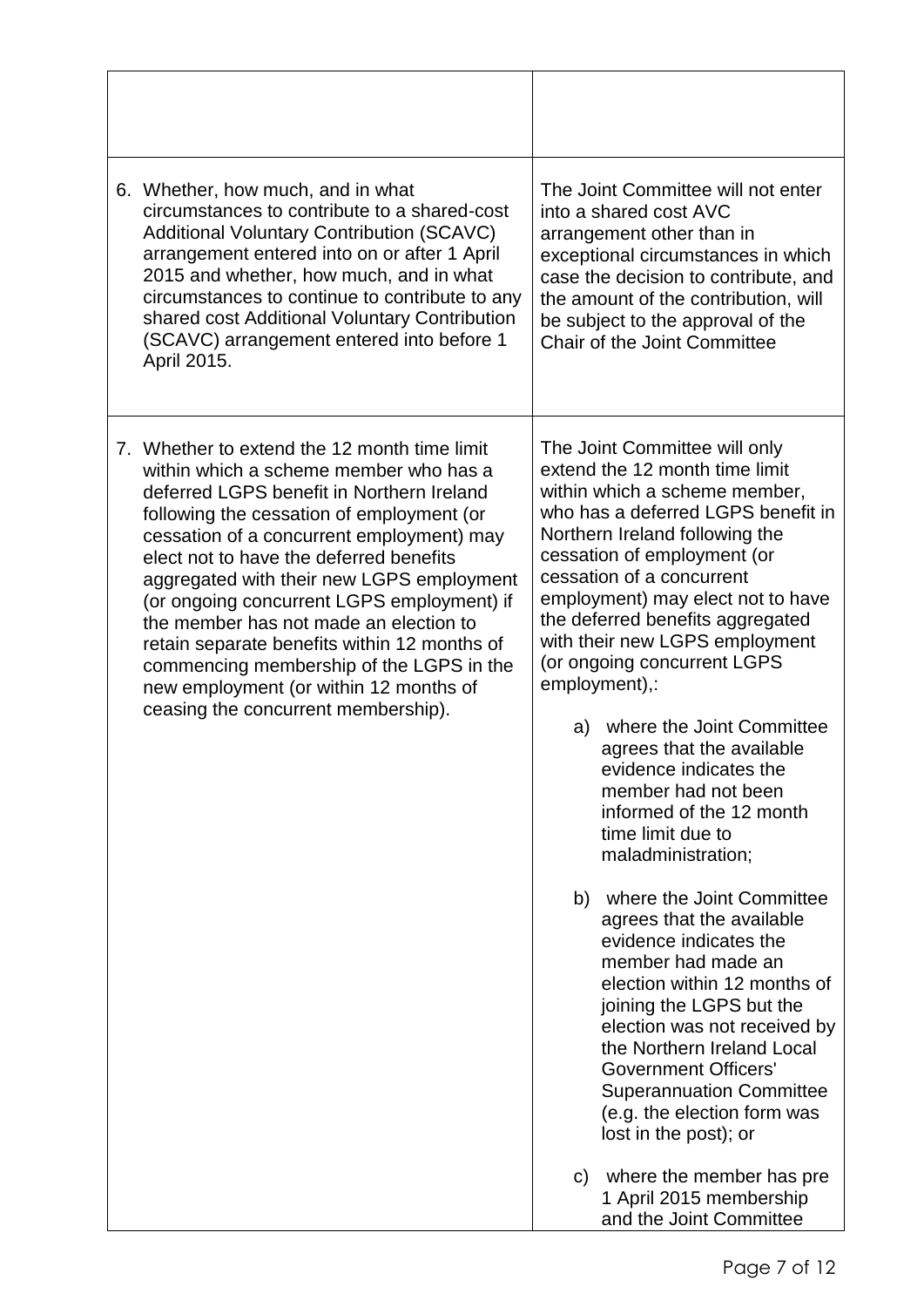| | |
|---|---|
| | |
| 6. Whether, how much, and in what circumstances to contribute to a shared-cost Additional Voluntary Contribution (SCAVC) arrangement entered into on or after 1 April 2015 and whether, how much, and in what circumstances to continue to contribute to any shared cost Additional Voluntary Contribution (SCAVC) arrangement entered into before 1 April 2015. | The Joint Committee will not enter into a shared cost AVC arrangement other than in exceptional circumstances in which case the decision to contribute, and the amount of the contribution, will be subject to the approval of the Chair of the Joint Committee |
| 7. Whether to extend the 12 month time limit within which a scheme member who has a deferred LGPS benefit in Northern Ireland following the cessation of employment (or cessation of a concurrent employment) may elect not to have the deferred benefits aggregated with their new LGPS employment (or ongoing concurrent LGPS employment) if the member has not made an election to retain separate benefits within 12 months of commencing membership of the LGPS in the new employment (or within 12 months of ceasing the concurrent membership). | The Joint Committee will only extend the 12 month time limit within which a scheme member, who has a deferred LGPS benefit in Northern Ireland following the cessation of employment (or cessation of a concurrent employment) may elect not to have the deferred benefits aggregated with their new LGPS employment (or ongoing concurrent LGPS employment),:<br><br>a) where the Joint Committee agrees that the available evidence indicates the member had not been informed of the 12 month time limit due to maladministration;<br><br>b) where the Joint Committee agrees that the available evidence indicates the member had made an election within 12 months of joining the LGPS but the election was not received by the Northern Ireland Local Government Officers' Superannuation Committee (e.g. the election form was lost in the post); or<br><br>c) where the member has pre 1 April 2015 membership and the Joint Committee |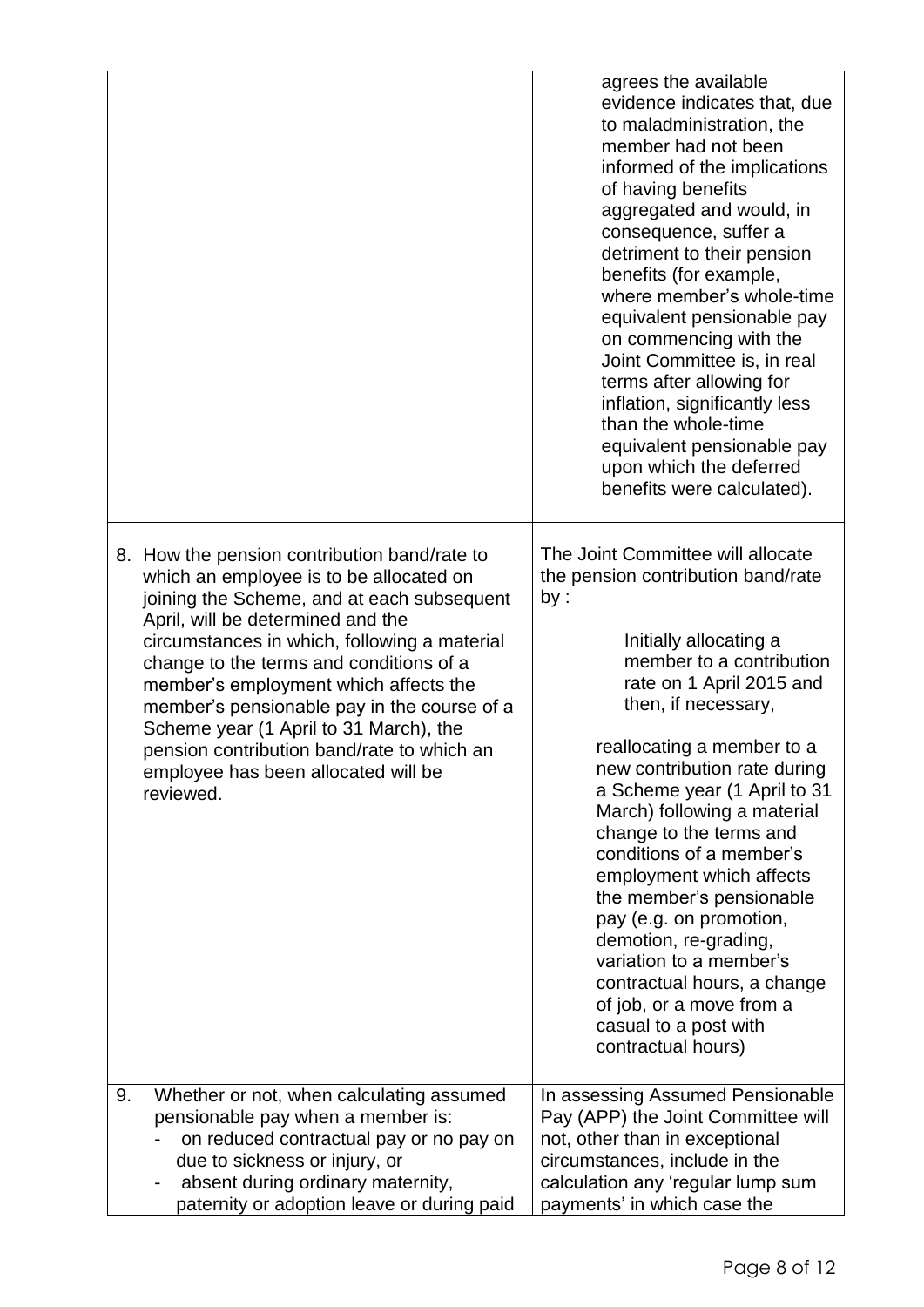| | |
|---|---|
| | agrees the available evidence indicates that, due to maladministration, the member had not been informed of the implications of having benefits aggregated and would, in consequence, suffer a detriment to their pension benefits (for example, where member's whole-time equivalent pensionable pay on commencing with the Joint Committee is, in real terms after allowing for inflation, significantly less than the whole-time equivalent pensionable pay upon which the deferred benefits were calculated). |
| 8. How the pension contribution band/rate to which an employee is to be allocated on joining the Scheme, and at each subsequent April, will be determined and the circumstances in which, following a material change to the terms and conditions of a member's employment which affects the member's pensionable pay in the course of a Scheme year (1 April to 31 March), the pension contribution band/rate to which an employee has been allocated will be reviewed. | The Joint Committee will allocate the pension contribution band/rate by :<br><br>Initially allocating a member to a contribution rate on 1 April 2015 and then, if necessary,<br><br>reallocating a member to a new contribution rate during a Scheme year (1 April to 31 March) following a material change to the terms and conditions of a member's employment which affects the member's pensionable pay (e.g. on promotion, demotion, re-grading, variation to a member's contractual hours, a change of job, or a move from a casual to a post with contractual hours) |
| 9. Whether or not, when calculating assumed pensionable pay when a member is:<br>- on reduced contractual pay or no pay on due to sickness or injury, or<br>- absent during ordinary maternity, paternity or adoption leave or during paid | In assessing Assumed Pensionable Pay (APP) the Joint Committee will not, other than in exceptional circumstances, include in the calculation any 'regular lump sum payments' in which case the |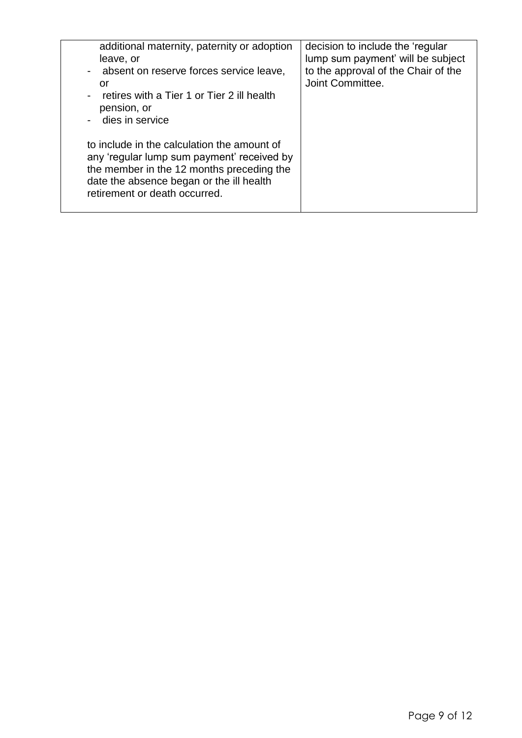| | |
|---|---|
| additional maternity, paternity or adoption leave, or<br>- absent on reserve forces service leave, or<br>- retires with a Tier 1 or Tier 2 ill health pension, or<br>- dies in service<br><br>to include in the calculation the amount of any 'regular lump sum payment' received by the member in the 12 months preceding the date the absence began or the ill health retirement or death occurred. | decision to include the 'regular lump sum payment' will be subject to the approval of the Chair of the Joint Committee. |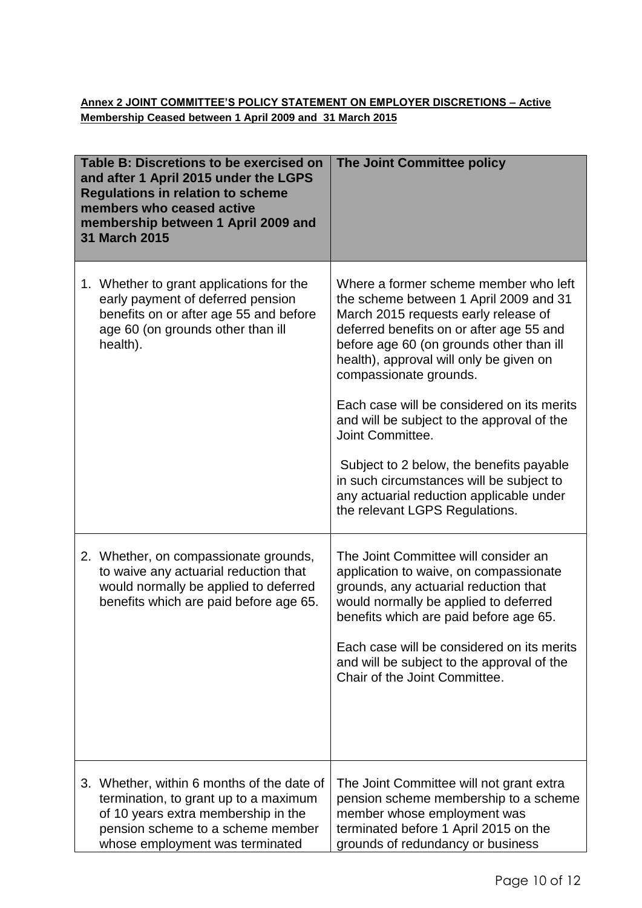**Annex 2 JOINT COMMITTEE'S POLICY STATEMENT ON EMPLOYER DISCRETIONS – Active Membership Ceased between 1 April 2009 and 31 March 2015**

| Table B: Discretions to be exercised on and after 1 April 2015 under the LGPS Regulations in relation to scheme members who ceased active membership between 1 April 2009 and 31 March 2015 | The Joint Committee policy |
|---|---|
| 1. Whether to grant applications for the early payment of deferred pension benefits on or after age 55 and before age 60 (on grounds other than ill health). | Where a former scheme member who left the scheme between 1 April 2009 and 31 March 2015 requests early release of deferred benefits on or after age 55 and before age 60 (on grounds other than ill health), approval will only be given on compassionate grounds.<br><br>Each case will be considered on its merits and will be subject to the approval of the Joint Committee.<br><br>Subject to 2 below, the benefits payable in such circumstances will be subject to any actuarial reduction applicable under the relevant LGPS Regulations. |
| 2. Whether, on compassionate grounds, to waive any actuarial reduction that would normally be applied to deferred benefits which are paid before age 65. | The Joint Committee will consider an application to waive, on compassionate grounds, any actuarial reduction that would normally be applied to deferred benefits which are paid before age 65.<br><br>Each case will be considered on its merits and will be subject to the approval of the Chair of the Joint Committee. |
| 3. Whether, within 6 months of the date of termination, to grant up to a maximum of 10 years extra membership in the pension scheme to a scheme member whose employment was terminated | The Joint Committee will not grant extra pension scheme membership to a scheme member whose employment was terminated before 1 April 2015 on the grounds of redundancy or business |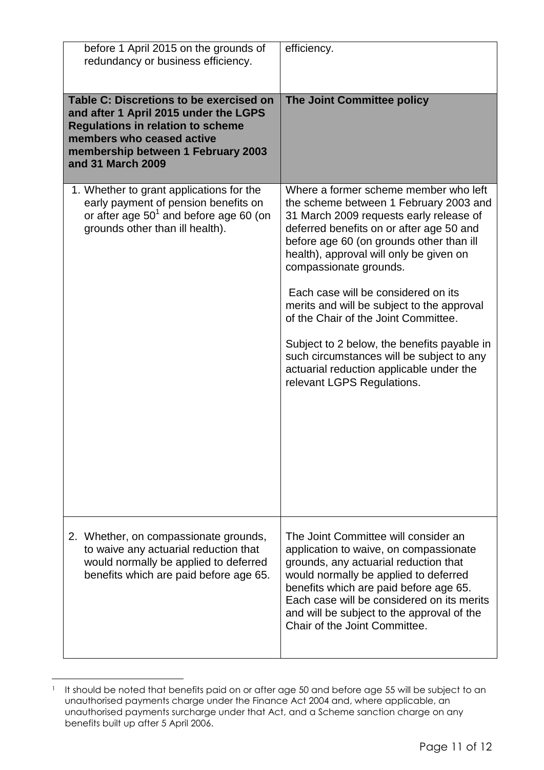| | |
|---|---|
| before 1 April 2015 on the grounds of redundancy or business efficiency. | efficiency. |
| **Table C: Discretions to be exercised on and after 1 April 2015 under the LGPS Regulations in relation to scheme members who ceased active membership between 1 February 2003 and 31 March 2009** | **The Joint Committee policy** |
| 1. Whether to grant applications for the early payment of pension benefits on or after age 50[1] and before age 60 (on grounds other than ill health). | Where a former scheme member who left the scheme between 1 February 2003 and 31 March 2009 requests early release of deferred benefits on or after age 50 and before age 60 (on grounds other than ill health), approval will only be given on compassionate grounds.<br><br>Each case will be considered on its merits and will be subject to the approval of the Chair of the Joint Committee.<br><br>Subject to 2 below, the benefits payable in such circumstances will be subject to any actuarial reduction applicable under the relevant LGPS Regulations. |
| 2. Whether, on compassionate grounds, to waive any actuarial reduction that would normally be applied to deferred benefits which are paid before age 65. | The Joint Committee will consider an application to waive, on compassionate grounds, any actuarial reduction that would normally be applied to deferred benefits which are paid before age 65. Each case will be considered on its merits and will be subject to the approval of the Chair of the Joint Committee. |

[1] It should be noted that benefits paid on or after age 50 and before age 55 will be subject to an unauthorised payments charge under the Finance Act 2004 and, where applicable, an unauthorised payments surcharge under that Act, and a Scheme sanction charge on any benefits built up after 5 April 2006.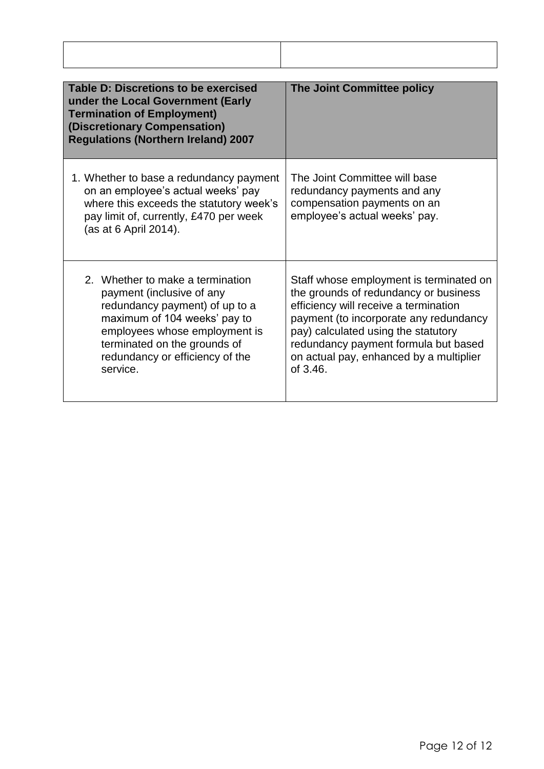| | |
|---|---|
| | |

| Table D: Discretions to be exercised under the Local Government (Early Termination of Employment) (Discretionary Compensation) Regulations (Northern Ireland) 2007 | The Joint Committee policy |
|---|---|
| 1. Whether to base a redundancy payment on an employee's actual weeks' pay where this exceeds the statutory week's pay limit of, currently, £470 per week (as at 6 April 2014). | The Joint Committee will base redundancy payments and any compensation payments on an employee's actual weeks' pay. |
| 2. Whether to make a termination payment (inclusive of any redundancy payment) of up to a maximum of 104 weeks' pay to employees whose employment is terminated on the grounds of redundancy or efficiency of the service. | Staff whose employment is terminated on the grounds of redundancy or business efficiency will receive a termination payment (to incorporate any redundancy pay) calculated using the statutory redundancy payment formula but based on actual pay, enhanced by a multiplier of 3.46. |